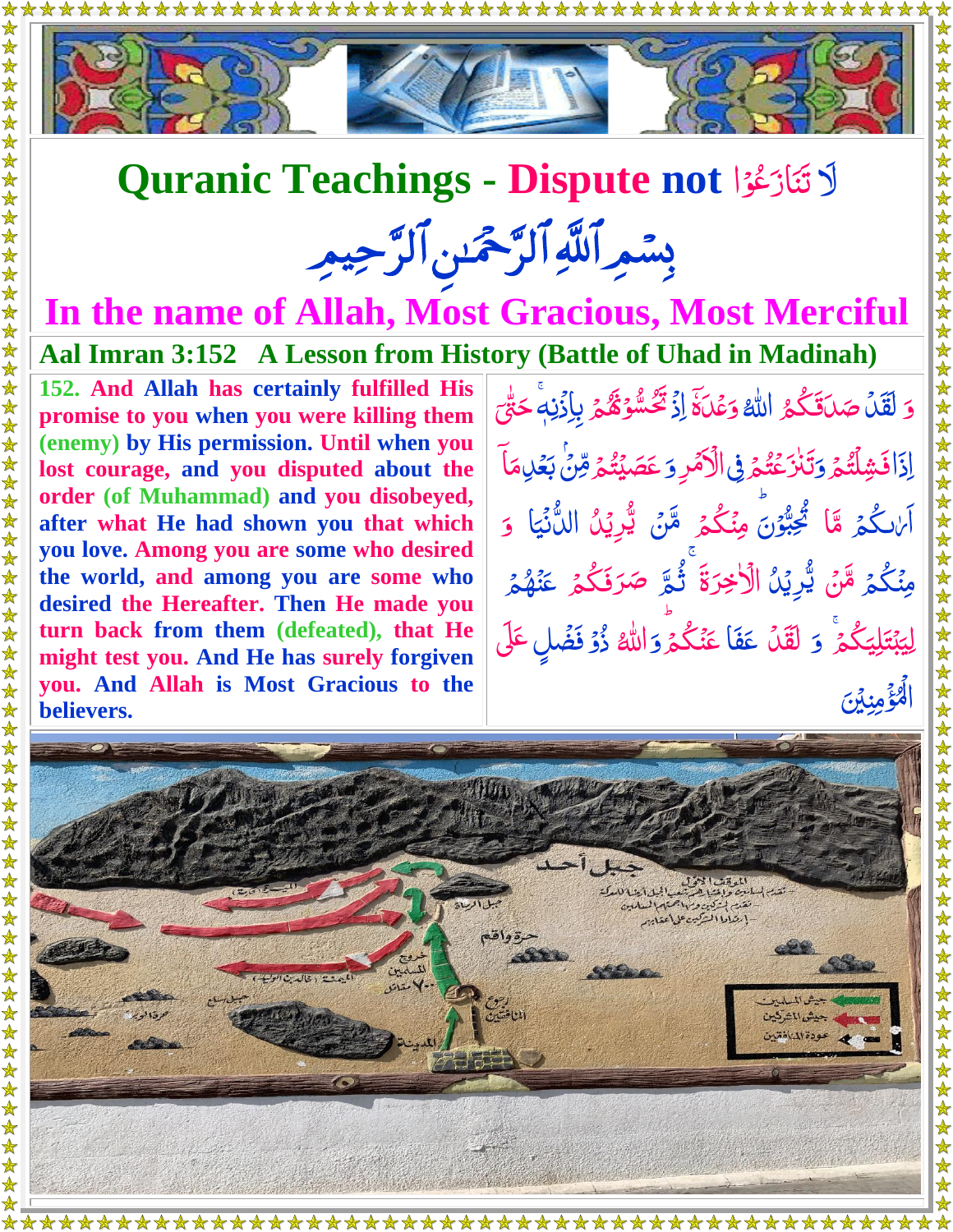# Quranic Teachings - Dispute not لَا تَنَازَعُوْا

## بِسْمِ ٱللَّهِ ٱلرَّحْمَٰنِ ٱلرَّحِيمِ

## In the name of Allah, Most Gracious, Most Merciful

### Aal Imran 3:152 A Lesson from History (Battle of Uhad in Madinah)

**152. And Allah has certainly fulfilled His promise to you when you were killing them (enemy) by His permission. Until when you lost courage, and you disputed about the order (of Muhammad) and you disobeyed, after what He had shown you that which you love. Among you are some who desired the world, and among you are some who desired the Hereafter. Then He made you turn back from them (defeated), that He might test you. And He has surely forgiven you. And Allah is Most Gracious to the believers.**

وَ لَقَدْ صَدَقَكُمُ اللّٰهُ وَعْدَهٗۤ اِذْ تَحُسُّوْنَهُمْ بِاِذْنِهٖ ۚ حَتّٰۤى اِذَا فَشِلْتُمْ وَتَنٰزَعْتُمْ فِى الْاَمْرِ وَ عَصَيْتُمْ مِّنْۢ بَعْدِ مَاۤ اَرٰىكُمْ مَّا تُحِبُّوْنَ ؕ مِنْكُمْ مَّنْ يُّرِيْدُ الدُّنْيَا وَ مِنْكُمْ مَّنْ يُّرِيْدُ الْاٰخِرَةَ ۚ ثُمَّ صَرَفَكُمْ عَنْهُمْ لِيَبْتَلِيَكُمْ ۚ وَ لَقَدْ عَفَا عَنْكُمْ ؕ وَاللّٰهُ ذُوْ فَضْلٍ عَلَى الْمُؤْمِنِيْنَ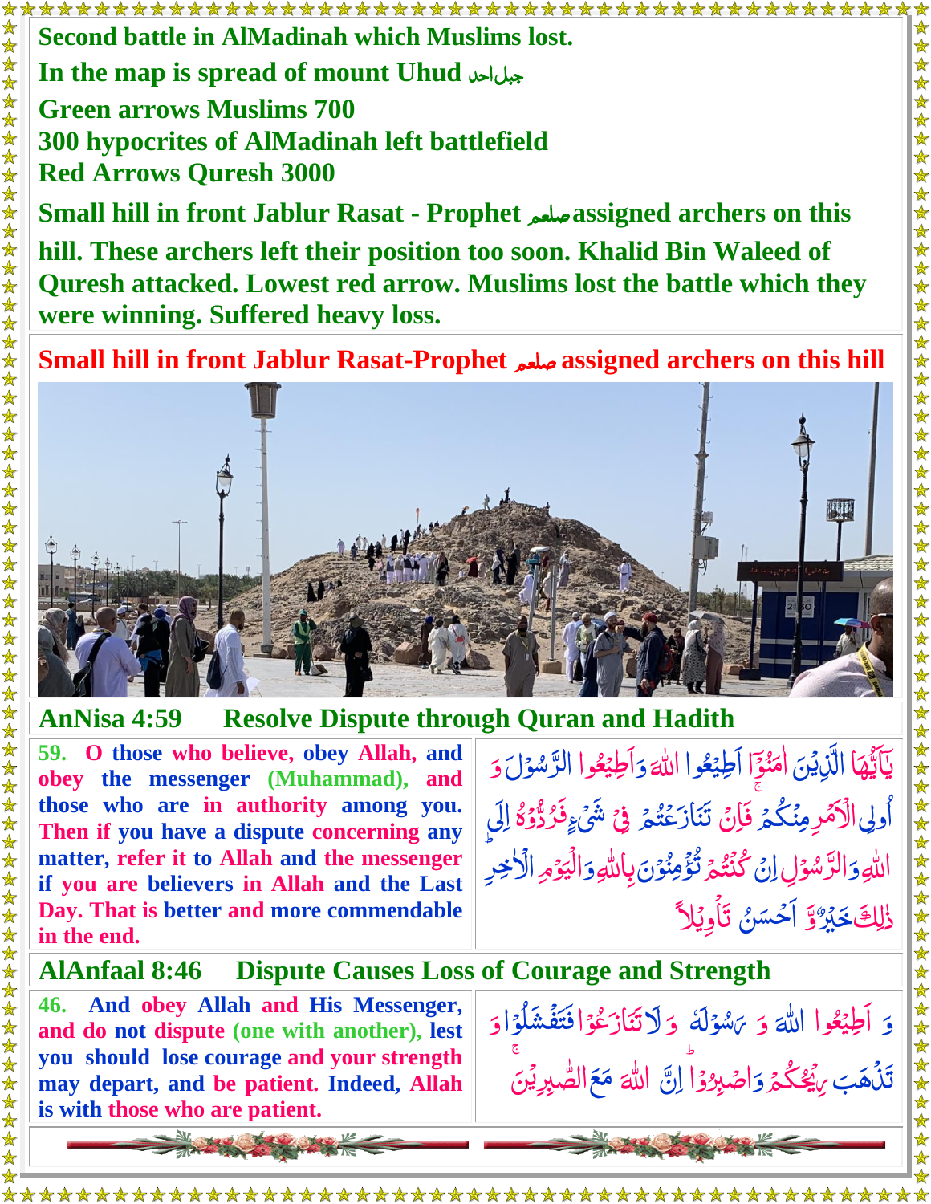**Second battle in AlMadinah which Muslims lost.**

**In the map is spread of mount Uhud جبل احد**

**Green arrows Muslims 700**

**300 hypocrites of AlMadinah left battlefield**

**Red Arrows Quresh 3000**

**Small hill in front Jablur Rasat - Prophet صلعم assigned archers on this hill. These archers left their position too soon. Khalid Bin Waleed of Quresh attacked. Lowest red arrow. Muslims lost the battle which they were winning. Suffered heavy loss.**

**Small hill in front Jablur Rasat-Prophet صلعم assigned archers on this hill**

## AnNisa 4:59 Resolve Dispute through Quran and Hadith

**59. O those who believe, obey Allah, and obey the messenger (Muhammad), and those who are in authority among you. Then if you have a dispute concerning any matter, refer it to Allah and the messenger if you are believers in Allah and the Last Day. That is better and more commendable in the end.**

يٰٓاَيُّهَا الَّذِيْنَ اٰمَنُوْٓا اَطِيْعُوا اللّٰهَ وَاَطِيْعُوا الرَّسُوْلَ وَ اُولِي الْاَمْرِ مِنْكُمْ فَاِنْ تَنَازَعْتُمْ فِيْ شَيْءٍ فَرُدُّوْهُ اِلَى اللّٰهِ وَالرَّسُوْلِ اِنْ كُنْتُمْ تُؤْمِنُوْنَ بِاللّٰهِ وَالْيَوْمِ الْاٰخِرِ ذٰلِكَ خَيْرٌ وَّ اَحْسَنُ تَاْوِيْلًا

## AlAnfaal 8:46 Dispute Causes Loss of Courage and Strength

**46. And obey Allah and His Messenger, and do not dispute (one with another), lest you should lose courage and your strength may depart, and be patient. Indeed, Allah is with those who are patient.**

وَ اَطِيْعُوا اللّٰهَ وَ رَسُوْلَهٗ وَلَا تَنَازَعُوْا فَتَفْشَلُوْا وَ تَذْهَبَ رِيْحُكُمْ وَاصْبِرُوْا اِنَّ اللّٰهَ مَعَ الصّٰبِرِيْنَ